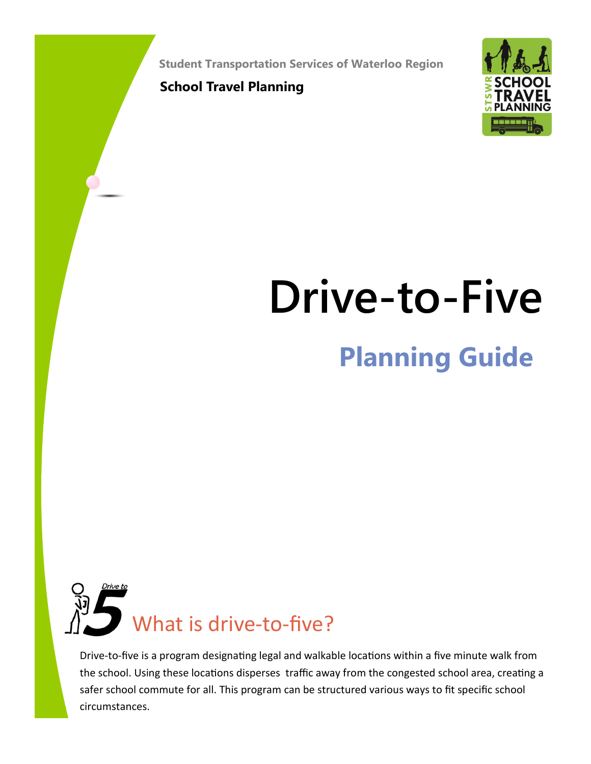Student Transportation Services of Waterloo Region

**School Travel Planning**

# Drive-to-Five

## Planning Guide

## What is drive-to-five?

Drive-to-five is a program designating legal and walkable locations within a five minute walk from the school. Using these locations disperses traffic away from the congested school area, creating a safer school commute for all. This program can be structured various ways to fit specific school circumstances.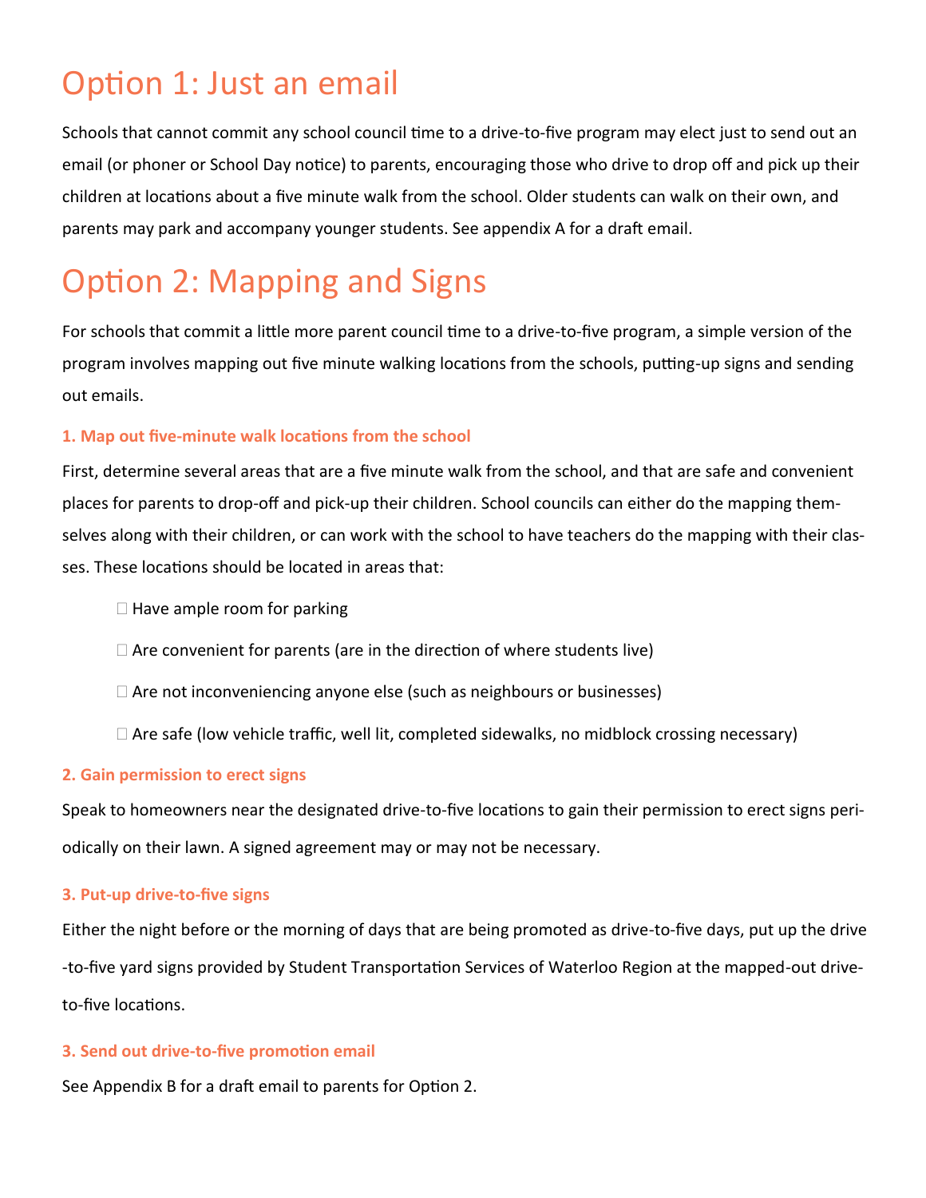# Option 1: Just an email

Schools that cannot commit any school council time to a drive-to-five program may elect just to send out an email (or phoner or School Day notice) to parents, encouraging those who drive to drop off and pick up their children at locations about a five minute walk from the school. Older students can walk on their own, and parents may park and accompany younger students. See appendix A for a draft email.

# Option 2: Mapping and Signs

For schools that commit a little more parent council time to a drive-to-five program, a simple version of the program involves mapping out five minute walking locations from the schools, putting-up signs and sending out emails.

### 1. Map out five-minute walk locations from the school

First, determine several areas that are a five minute walk from the school, and that are safe and convenient places for parents to drop-off and pick-up their children. School councils can either do the mapping themselves along with their children, or can work with the school to have teachers do the mapping with their classes. These locations should be located in areas that:

- Have ample room for parking
- Are convenient for parents (are in the direction of where students live)
- Are not inconveniencing anyone else (such as neighbours or businesses)
- Are safe (low vehicle traffic, well lit, completed sidewalks, no midblock crossing necessary)

### 2. Gain permission to erect signs

Speak to homeowners near the designated drive-to-five locations to gain their permission to erect signs periodically on their lawn. A signed agreement may or may not be necessary.

### 3. Put-up drive-to-five signs

Either the night before or the morning of days that are being promoted as drive-to-five days, put up the drive-to-five yard signs provided by Student Transportation Services of Waterloo Region at the mapped-out drive-to-five locations.

### 3. Send out drive-to-five promotion email

See Appendix B for a draft email to parents for Option 2.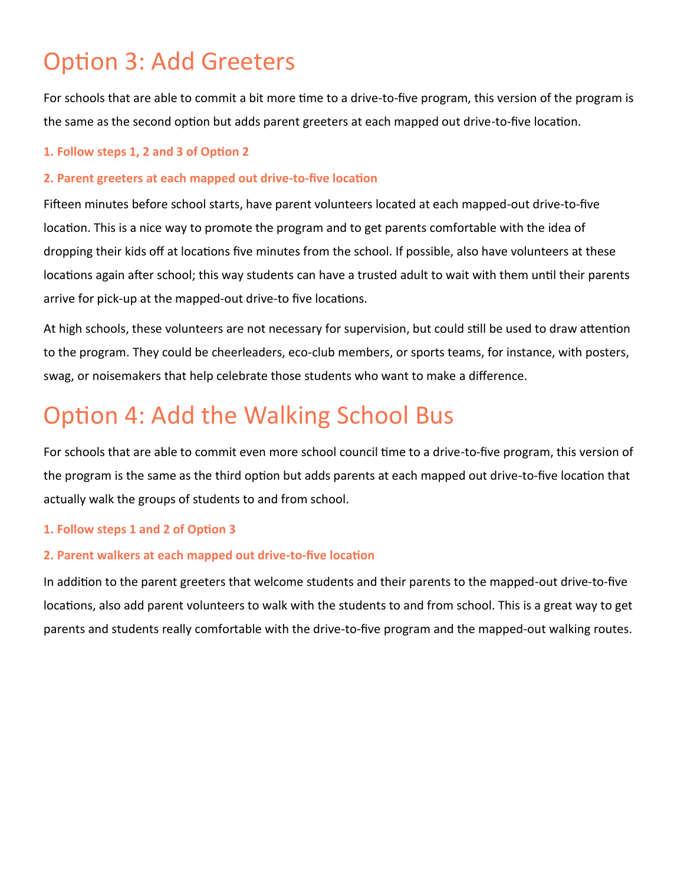# Option 3: Add Greeters

For schools that are able to commit a bit more time to a drive-to-five program, this version of the program is the same as the second option but adds parent greeters at each mapped out drive-to-five location.

### 1. Follow steps 1, 2 and 3 of Option 2

### 2. Parent greeters at each mapped out drive-to-five location

Fifteen minutes before school starts, have parent volunteers located at each mapped-out drive-to-five location. This is a nice way to promote the program and to get parents comfortable with the idea of dropping their kids off at locations five minutes from the school. If possible, also have volunteers at these locations again after school; this way students can have a trusted adult to wait with them until their parents arrive for pick-up at the mapped-out drive-to five locations.

At high schools, these volunteers are not necessary for supervision, but could still be used to draw attention to the program. They could be cheerleaders, eco-club members, or sports teams, for instance, with posters, swag, or noisemakers that help celebrate those students who want to make a difference.

# Option 4: Add the Walking School Bus

For schools that are able to commit even more school council time to a drive-to-five program, this version of the program is the same as the third option but adds parents at each mapped out drive-to-five location that actually walk the groups of students to and from school.

### 1. Follow steps 1 and 2 of Option 3

### 2. Parent walkers at each mapped out drive-to-five location

In addition to the parent greeters that welcome students and their parents to the mapped-out drive-to-five locations, also add parent volunteers to walk with the students to and from school. This is a great way to get parents and students really comfortable with the drive-to-five program and the mapped-out walking routes.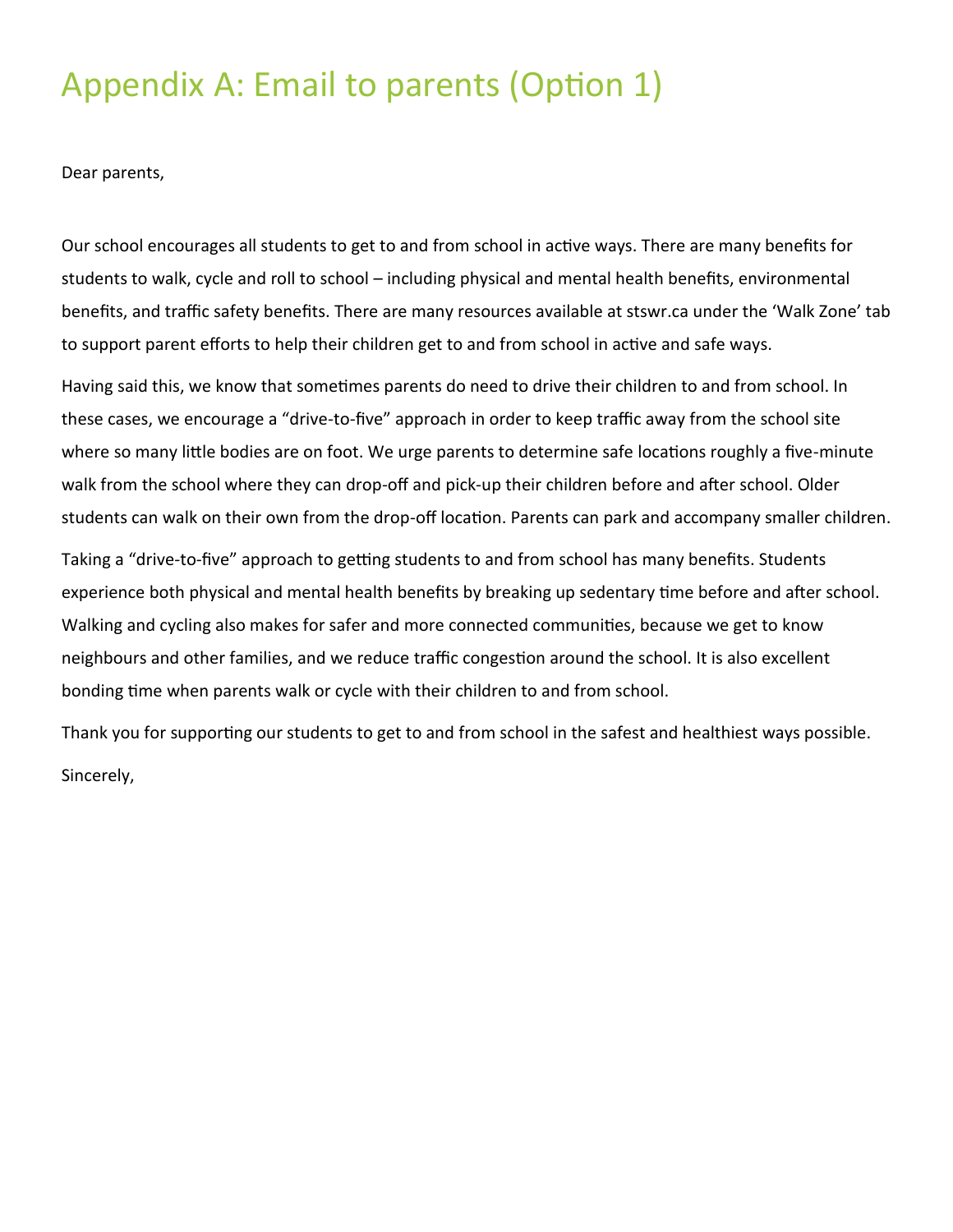# Appendix A: Email to parents (Option 1)

Dear parents,

Our school encourages all students to get to and from school in active ways. There are many benefits for students to walk, cycle and roll to school – including physical and mental health benefits, environmental benefits, and traffic safety benefits. There are many resources available at stswr.ca under the 'Walk Zone' tab to support parent efforts to help their children get to and from school in active and safe ways.

Having said this, we know that sometimes parents do need to drive their children to and from school. In these cases, we encourage a "drive-to-five" approach in order to keep traffic away from the school site where so many little bodies are on foot. We urge parents to determine safe locations roughly a five-minute walk from the school where they can drop-off and pick-up their children before and after school. Older students can walk on their own from the drop-off location. Parents can park and accompany smaller children.

Taking a "drive-to-five" approach to getting students to and from school has many benefits. Students experience both physical and mental health benefits by breaking up sedentary time before and after school. Walking and cycling also makes for safer and more connected communities, because we get to know neighbours and other families, and we reduce traffic congestion around the school. It is also excellent bonding time when parents walk or cycle with their children to and from school.

Thank you for supporting our students to get to and from school in the safest and healthiest ways possible.

Sincerely,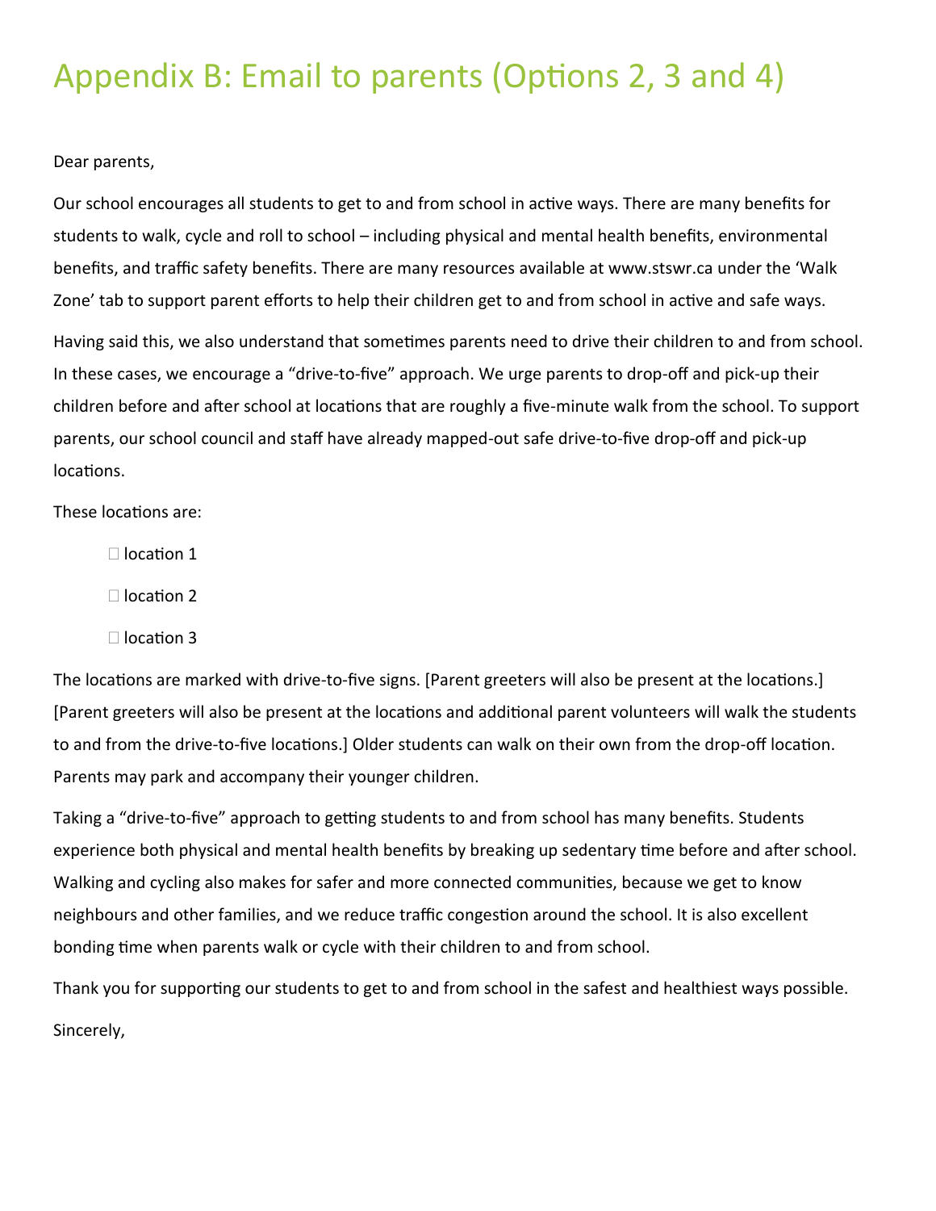# Appendix B: Email to parents (Options 2, 3 and 4)

Dear parents,

Our school encourages all students to get to and from school in active ways. There are many benefits for students to walk, cycle and roll to school – including physical and mental health benefits, environmental benefits, and traffic safety benefits. There are many resources available at www.stswr.ca under the 'Walk Zone' tab to support parent efforts to help their children get to and from school in active and safe ways.

Having said this, we also understand that sometimes parents need to drive their children to and from school. In these cases, we encourage a "drive-to-five" approach. We urge parents to drop-off and pick-up their children before and after school at locations that are roughly a five-minute walk from the school. To support parents, our school council and staff have already mapped-out safe drive-to-five drop-off and pick-up locations.

These locations are:

- location 1
- location 2
- location 3

The locations are marked with drive-to-five signs. [Parent greeters will also be present at the locations.] [Parent greeters will also be present at the locations and additional parent volunteers will walk the students to and from the drive-to-five locations.] Older students can walk on their own from the drop-off location. Parents may park and accompany their younger children.

Taking a "drive-to-five" approach to getting students to and from school has many benefits. Students experience both physical and mental health benefits by breaking up sedentary time before and after school. Walking and cycling also makes for safer and more connected communities, because we get to know neighbours and other families, and we reduce traffic congestion around the school. It is also excellent bonding time when parents walk or cycle with their children to and from school.

Thank you for supporting our students to get to and from school in the safest and healthiest ways possible.

Sincerely,